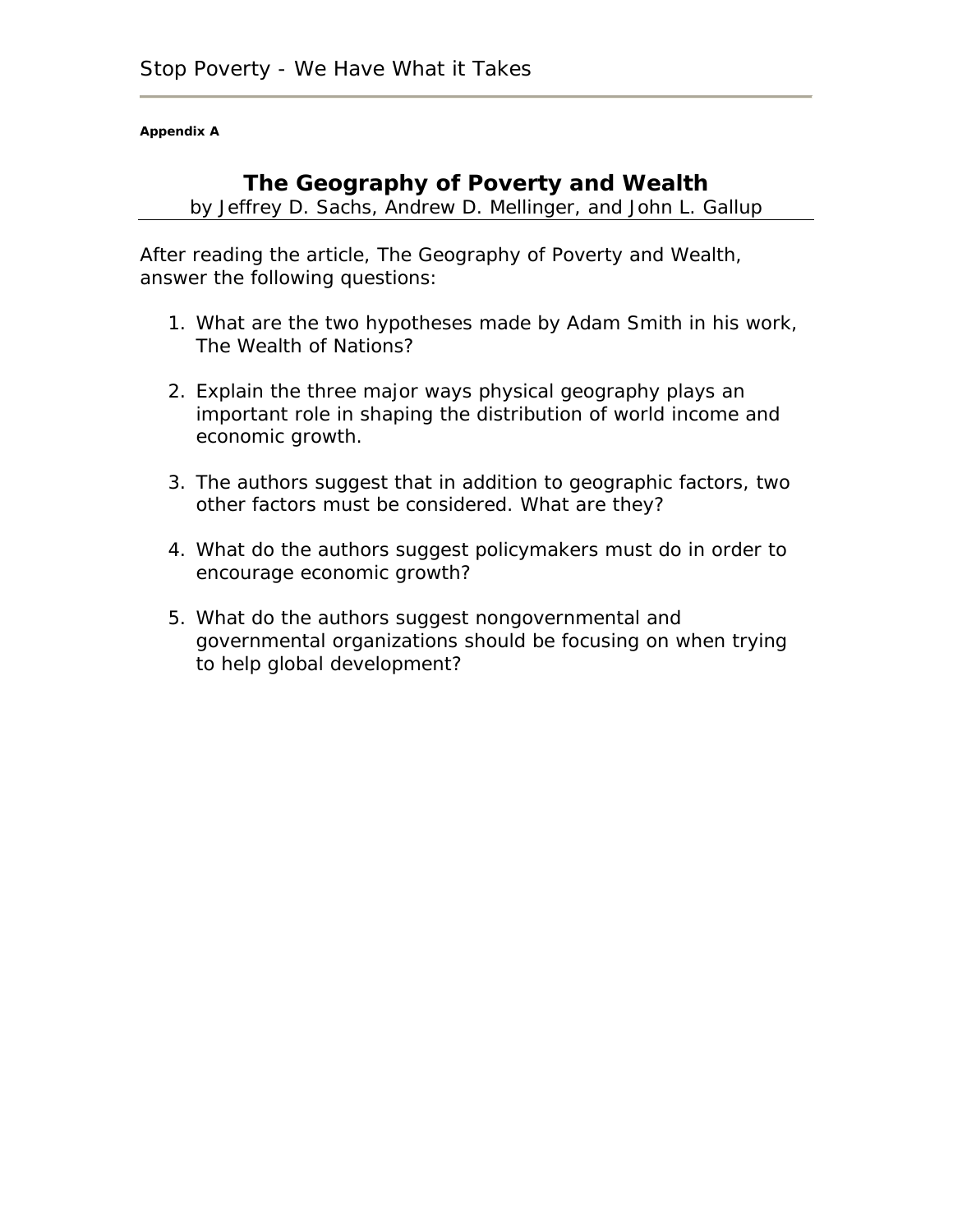**Appendix A**

# The Geography of Poverty and Wealth

by Jeffrey D. Sachs, Andrew D. Mellinger, and John L. Gallup

After reading the article, The Geography of Poverty and Wealth, answer the following questions:

1. What are the two hypotheses made by Adam Smith in his work, The Wealth of Nations?

2. Explain the three major ways physical geography plays an important role in shaping the distribution of world income and economic growth.

3. The authors suggest that in addition to geographic factors, two other factors must be considered. What are they?

4. What do the authors suggest policymakers must do in order to encourage economic growth?

5. What do the authors suggest nongovernmental and governmental organizations should be focusing on when trying to help global development?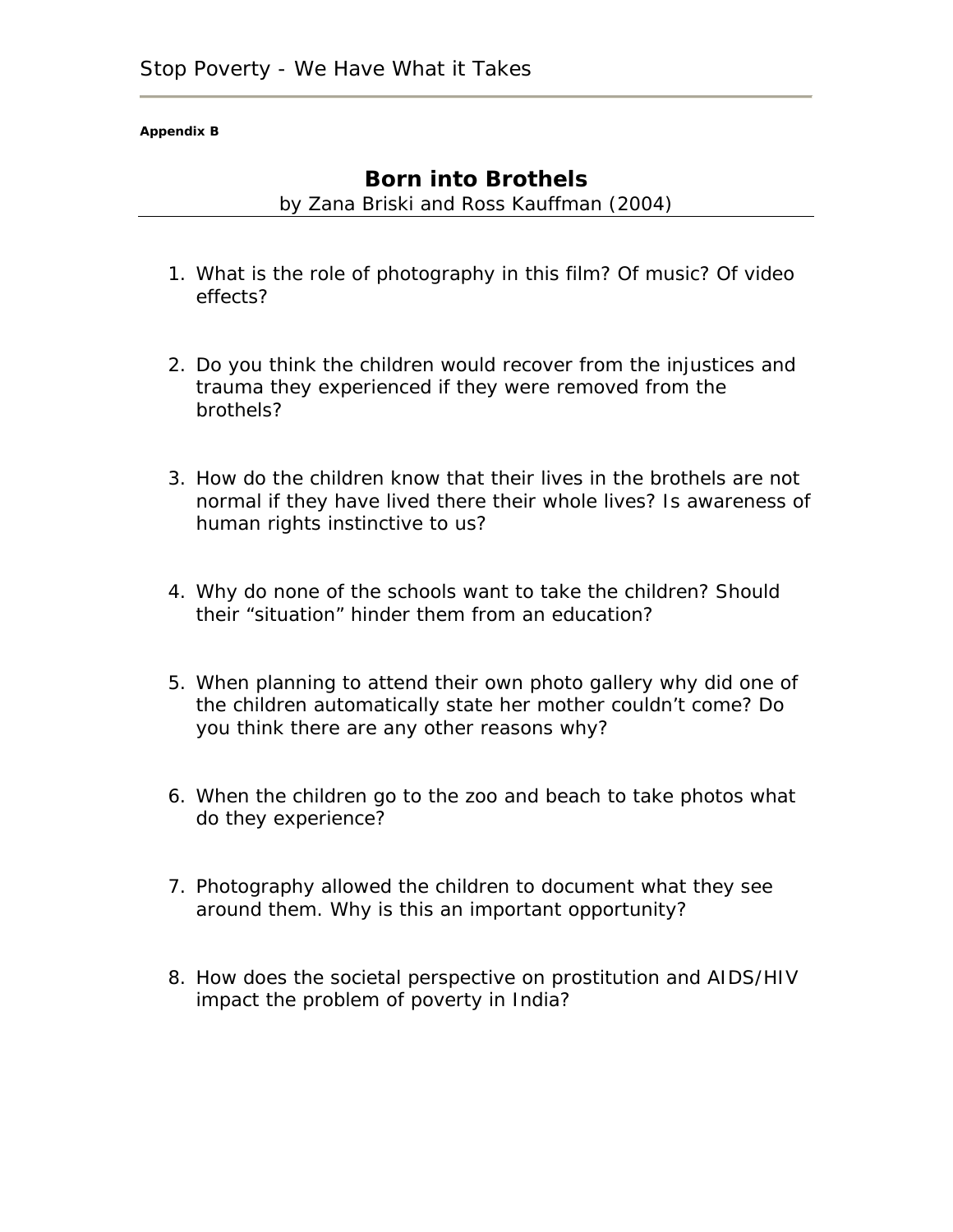**Appendix B**

# Born into Brothels

by Zana Briski and Ross Kauffman (2004)

1. What is the role of photography in this film? Of music? Of video effects?

2. Do you think the children would recover from the injustices and trauma they experienced if they were removed from the brothels?

3. How do the children know that their lives in the brothels are not normal if they have lived there their whole lives? Is awareness of human rights instinctive to us?

4. Why do none of the schools want to take the children? Should their "situation" hinder them from an education?

5. When planning to attend their own photo gallery why did one of the children automatically state her mother couldn't come? Do you think there are any other reasons why?

6. When the children go to the zoo and beach to take photos what do they experience?

7. Photography allowed the children to document what they see around them. Why is this an important opportunity?

8. How does the societal perspective on prostitution and AIDS/HIV impact the problem of poverty in India?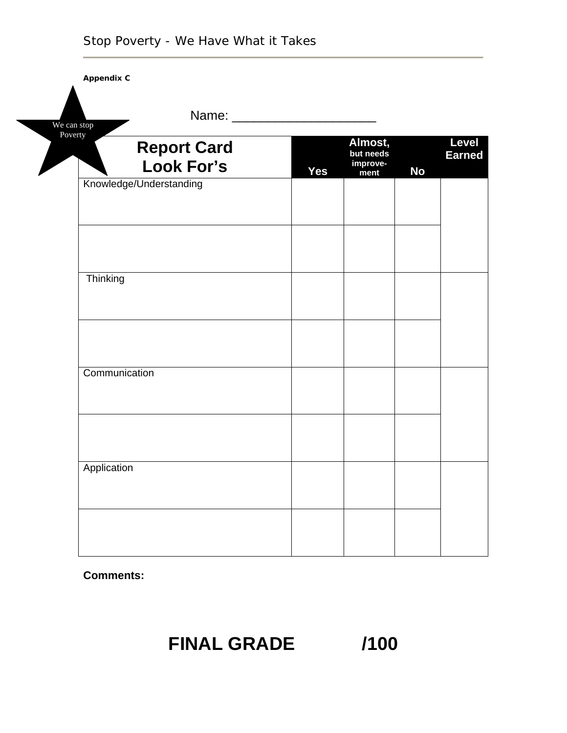**Appendix C**

We can stop Poverty

Name: ____________________

| Report Card Look For's | Yes | Almost, but needs improve-ment | No | Level Earned |
|---|---|---|---|---|
| Knowledge/Understanding | | | | |
| | | | | |
| Thinking | | | | |
| | | | | |
| Communication | | | | |
| | | | | |
| Application | | | | |
| | | | | |

**Comments:**

**FINAL GRADE /100**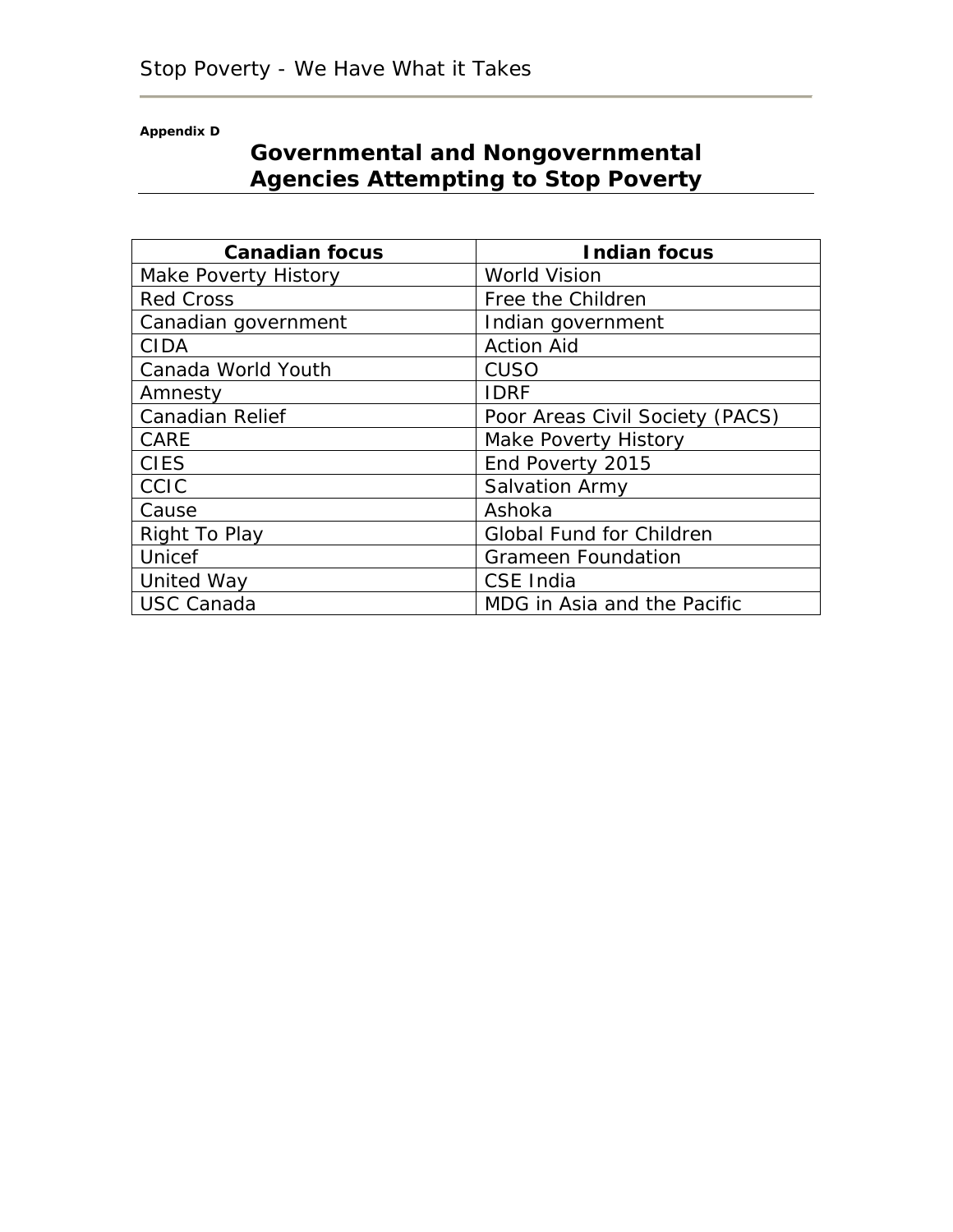**Appendix D**

# Governmental and Nongovernmental Agencies Attempting to Stop Poverty

| Canadian focus | Indian focus |
|---|---|
| Make Poverty History | World Vision |
| Red Cross | Free the Children |
| Canadian government | Indian government |
| CIDA | Action Aid |
| Canada World Youth | CUSO |
| Amnesty | IDRF |
| Canadian Relief | Poor Areas Civil Society (PACS) |
| CARE | Make Poverty History |
| CIES | End Poverty 2015 |
| CCIC | Salvation Army |
| Cause | Ashoka |
| Right To Play | Global Fund for Children |
| Unicef | Grameen Foundation |
| United Way | CSE India |
| USC Canada | MDG in Asia and the Pacific |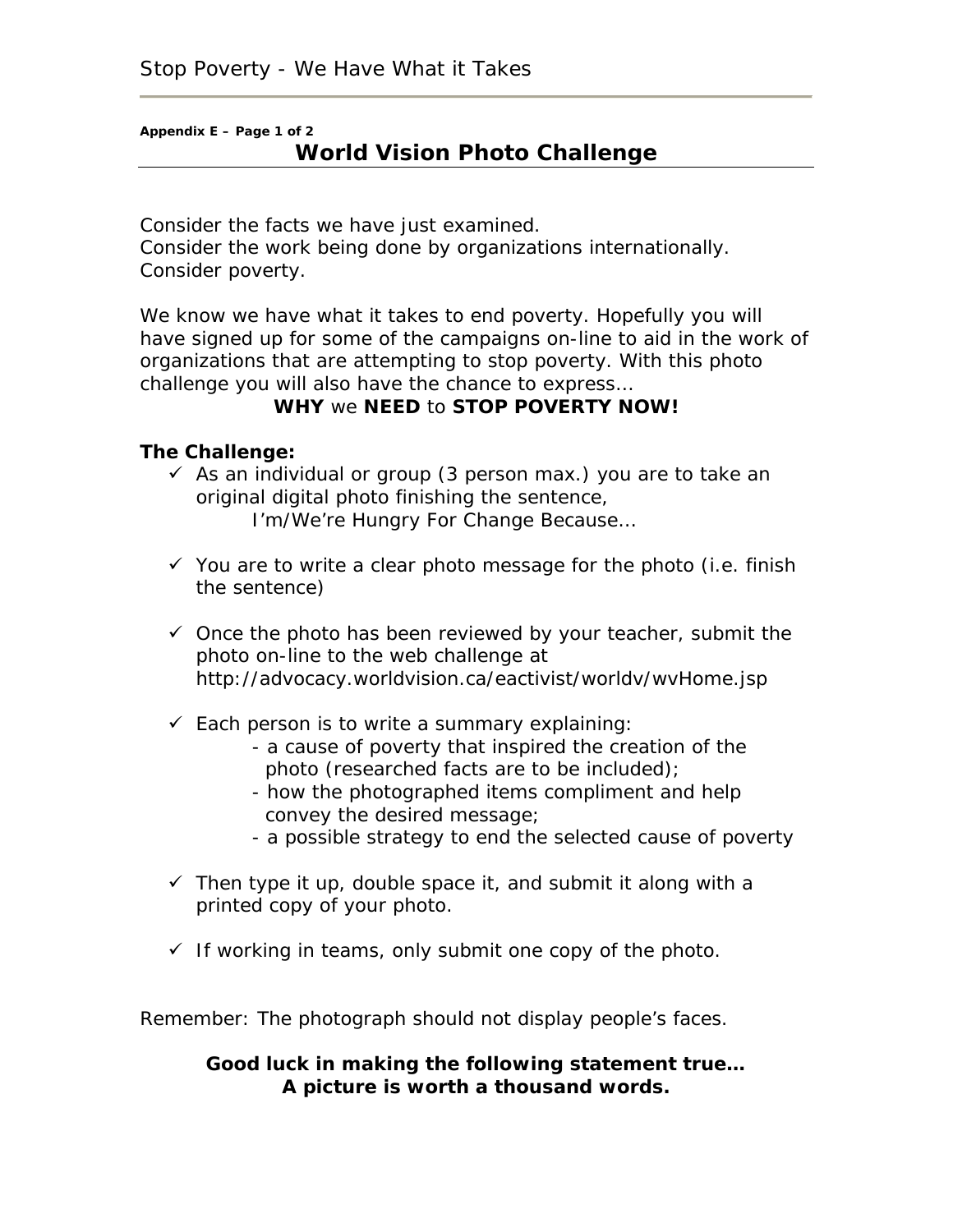**Appendix E – Page 1 of 2**

# World Vision Photo Challenge

Consider the facts we have just examined.
Consider the work being done by organizations internationally.
Consider poverty.

We know we have what it takes to end poverty. Hopefully you will have signed up for some of the campaigns on-line to aid in the work of organizations that are attempting to stop poverty. With this photo challenge you will also have the chance to express…

**WHY** we **NEED** to **STOP POVERTY NOW!**

**The Challenge:**

- ✓ As an individual or group (3 person max.) you are to take an original digital photo finishing the sentence,
  I'm/We're Hungry For Change Because…
- ✓ You are to write a clear photo message for the photo (i.e. finish the sentence)
- ✓ Once the photo has been reviewed by your teacher, submit the photo on-line to the web challenge at http://advocacy.worldvision.ca/eactivist/worldv/wvHome.jsp
- ✓ Each person is to write a summary explaining:
  - a cause of poverty that inspired the creation of the photo (researched facts are to be included);
  - how the photographed items compliment and help convey the desired message;
  - a possible strategy to end the selected cause of poverty
- ✓ Then type it up, double space it, and submit it along with a printed copy of your photo.
- ✓ If working in teams, only submit one copy of the photo.

Remember: The photograph should not display people's faces.

**Good luck in making the following statement true…**
**A picture is worth a thousand words.**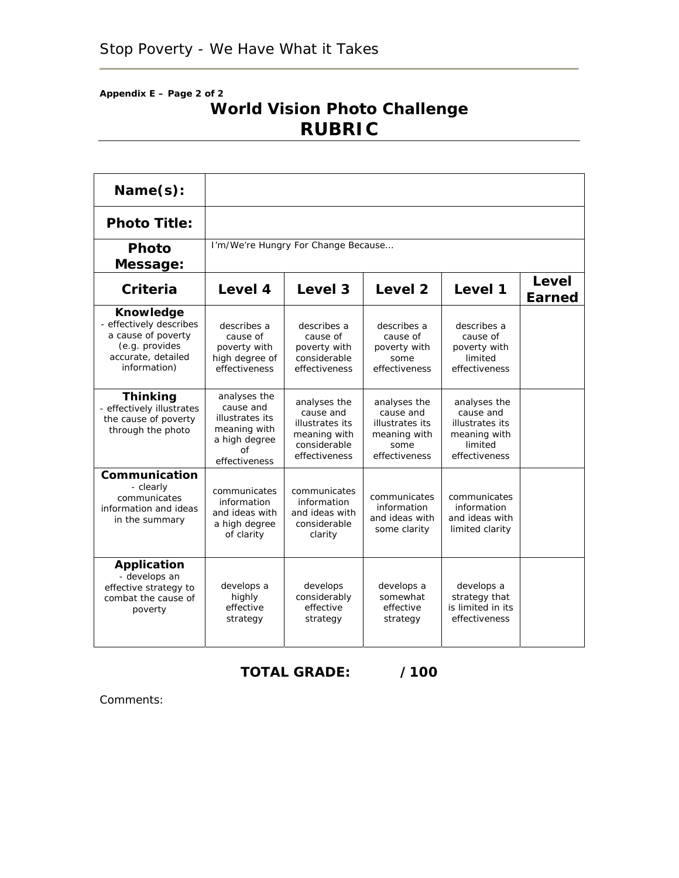**Appendix E – Page 2 of 2**

# World Vision Photo Challenge
# RUBRIC

| | | | | | |
|---|---|---|---|---|---|
| **Name(s):** | | | | | |
| **Photo Title:** | | | | | |
| **Photo Message:** | I'm/We're Hungry For Change Because… | | | | |
| **Criteria** | **Level 4** | **Level 3** | **Level 2** | **Level 1** | **Level Earned** |
| **Knowledge** - effectively describes a cause of poverty (e.g. provides accurate, detailed information) | describes a cause of poverty with high degree of effectiveness | describes a cause of poverty with considerable effectiveness | describes a cause of poverty with some effectiveness | describes a cause of poverty with limited effectiveness | |
| **Thinking** - effectively illustrates the cause of poverty through the photo | analyses the cause and illustrates its meaning with a high degree of effectiveness | analyses the cause and illustrates its meaning with considerable effectiveness | analyses the cause and illustrates its meaning with some effectiveness | analyses the cause and illustrates its meaning with limited effectiveness | |
| **Communication** - clearly communicates information and ideas in the summary | communicates information and ideas with a high degree of clarity | communicates information and ideas with considerable clarity | communicates information and ideas with some clarity | communicates information and ideas with limited clarity | |
| **Application** - develops an effective strategy to combat the cause of poverty | develops a highly effective strategy | develops considerably effective strategy | develops a somewhat effective strategy | develops a strategy that is limited in its effectiveness | |

**TOTAL GRADE: /100**

Comments: